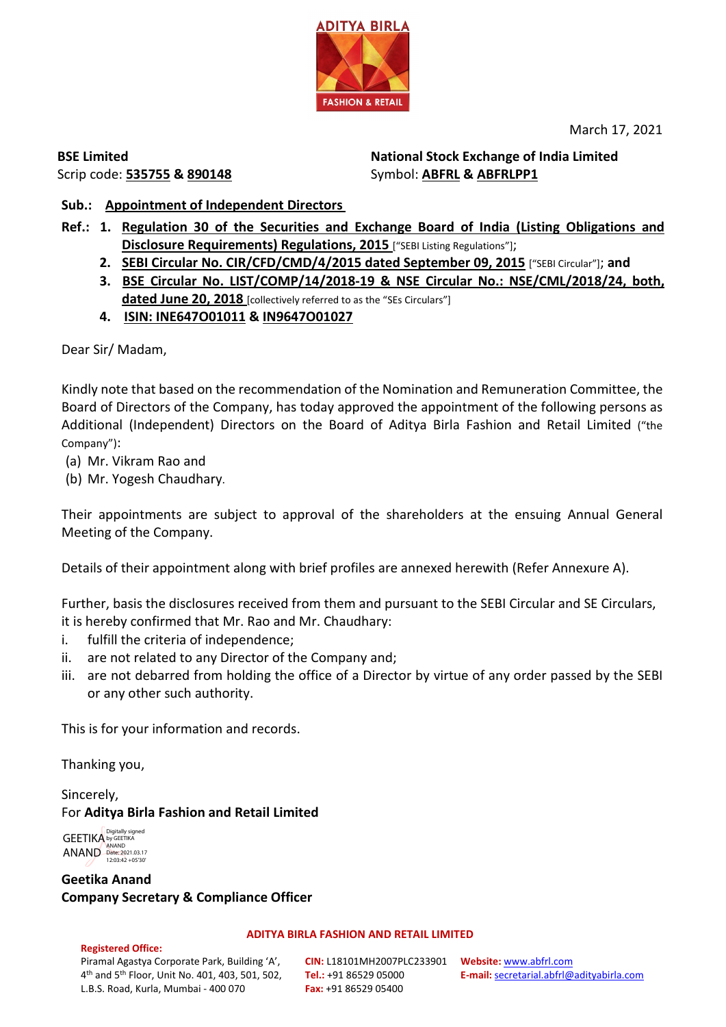ADITYA BIRLA

FASHION & RETAIL

March 17, 2021

**BSE Limited**
Scrip code: **535755** & **890148**

**National Stock Exchange of India Limited**
Symbol: **ABFRL** & **ABFRLPP1**

**Sub.: Appointment of Independent Directors**

**Ref.:**
1. **Regulation 30 of the Securities and Exchange Board of India (Listing Obligations and Disclosure Requirements) Regulations, 2015** ["SEBI Listing Regulations"];
2. **SEBI Circular No. CIR/CFD/CMD/4/2015 dated September 09, 2015** ["SEBI Circular"]; **and**
3. **BSE Circular No. LIST/COMP/14/2018-19 & NSE Circular No.: NSE/CML/2018/24, both, dated June 20, 2018** [collectively referred to as the "SEs Circulars"]
4. **ISIN: INE647O01011** & **IN9647O01027**

Dear Sir/ Madam,

Kindly note that based on the recommendation of the Nomination and Remuneration Committee, the Board of Directors of the Company, has today approved the appointment of the following persons as Additional (Independent) Directors on the Board of Aditya Birla Fashion and Retail Limited ("the Company"):

(a) Mr. Vikram Rao and
(b) Mr. Yogesh Chaudhary.

Their appointments are subject to approval of the shareholders at the ensuing Annual General Meeting of the Company.

Details of their appointment along with brief profiles are annexed herewith (Refer Annexure A).

Further, basis the disclosures received from them and pursuant to the SEBI Circular and SE Circulars, it is hereby confirmed that Mr. Rao and Mr. Chaudhary:

i. fulfill the criteria of independence;
ii. are not related to any Director of the Company and;
iii. are not debarred from holding the office of a Director by virtue of any order passed by the SEBI or any other such authority.

This is for your information and records.

Thanking you,

Sincerely,
For **Aditya Birla Fashion and Retail Limited**

GEETIKA ANAND Digitally signed by GEETIKA ANAND Date: 2021.03.17 12:03:42 +05'30'

**Geetika Anand**
**Company Secretary & Compliance Officer**

**ADITYA BIRLA FASHION AND RETAIL LIMITED**

**Registered Office:**
Piramal Agastya Corporate Park, Building 'A', 4th and 5th Floor, Unit No. 401, 403, 501, 502, L.B.S. Road, Kurla, Mumbai - 400 070

**CIN:** L18101MH2007PLC233901
**Tel.:** +91 86529 05000
**Fax:** +91 86529 05400

**Website:** www.abfrl.com
**E-mail:** secretarial.abfrl@adityabirla.com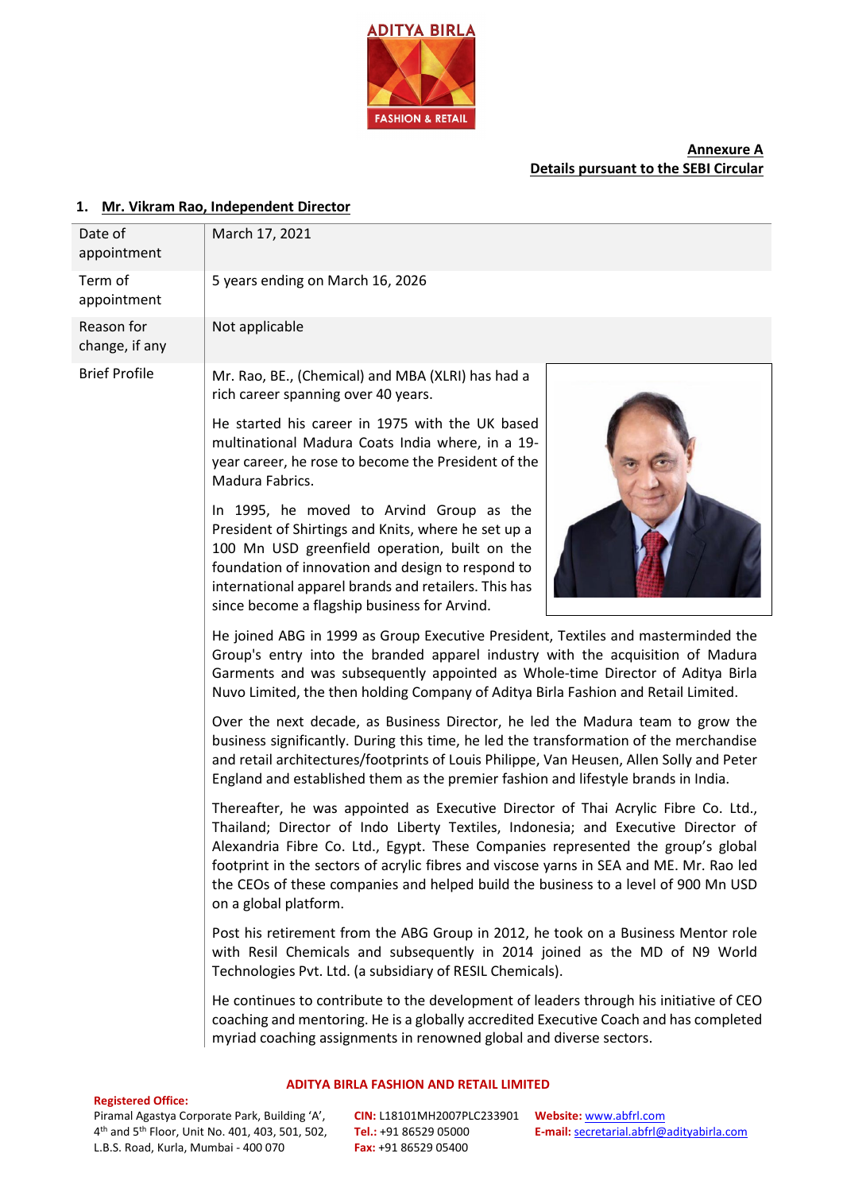**Annexure A**
**Details pursuant to the SEBI Circular**

## 1. Mr. Vikram Rao, Independent Director

| | |
|---|---|
| Date of appointment | March 17, 2021 |
| Term of appointment | 5 years ending on March 16, 2026 |
| Reason for change, if any | Not applicable |
| Brief Profile | Mr. Rao, BE., (Chemical) and MBA (XLRI) has had a rich career spanning over 40 years.<br><br>He started his career in 1975 with the UK based multinational Madura Coats India where, in a 19-year career, he rose to become the President of the Madura Fabrics.<br><br>In 1995, he moved to Arvind Group as the President of Shirtings and Knits, where he set up a 100 Mn USD greenfield operation, built on the foundation of innovation and design to respond to international apparel brands and retailers. This has since become a flagship business for Arvind.<br><br>He joined ABG in 1999 as Group Executive President, Textiles and masterminded the Group's entry into the branded apparel industry with the acquisition of Madura Garments and was subsequently appointed as Whole-time Director of Aditya Birla Nuvo Limited, the then holding Company of Aditya Birla Fashion and Retail Limited.<br><br>Over the next decade, as Business Director, he led the Madura team to grow the business significantly. During this time, he led the transformation of the merchandise and retail architectures/footprints of Louis Philippe, Van Heusen, Allen Solly and Peter England and established them as the premier fashion and lifestyle brands in India.<br><br>Thereafter, he was appointed as Executive Director of Thai Acrylic Fibre Co. Ltd., Thailand; Director of Indo Liberty Textiles, Indonesia; and Executive Director of Alexandria Fibre Co. Ltd., Egypt. These Companies represented the group's global footprint in the sectors of acrylic fibres and viscose yarns in SEA and ME. Mr. Rao led the CEOs of these companies and helped build the business to a level of 900 Mn USD on a global platform.<br><br>Post his retirement from the ABG Group in 2012, he took on a Business Mentor role with Resil Chemicals and subsequently in 2014 joined as the MD of N9 World Technologies Pvt. Ltd. (a subsidiary of RESIL Chemicals).<br><br>He continues to contribute to the development of leaders through his initiative of CEO coaching and mentoring. He is a globally accredited Executive Coach and has completed myriad coaching assignments in renowned global and diverse sectors. |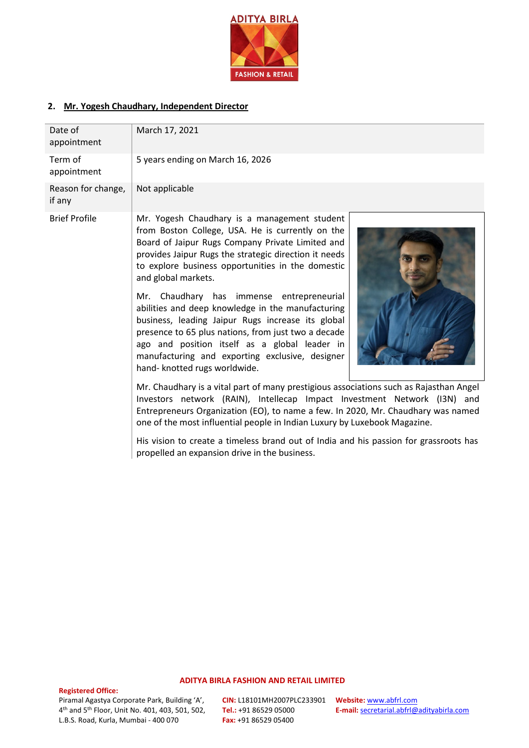## 2. Mr. Yogesh Chaudhary, Independent Director

| | |
|---|---|
| Date of appointment | March 17, 2021 |
| Term of appointment | 5 years ending on March 16, 2026 |
| Reason for change, if any | Not applicable |
| Brief Profile | Mr. Yogesh Chaudhary is a management student from Boston College, USA. He is currently on the Board of Jaipur Rugs Company Private Limited and provides Jaipur Rugs the strategic direction it needs to explore business opportunities in the domestic and global markets.<br><br>Mr. Chaudhary has immense entrepreneurial abilities and deep knowledge in the manufacturing business, leading Jaipur Rugs increase its global presence to 65 plus nations, from just two a decade ago and position itself as a global leader in manufacturing and exporting exclusive, designer hand- knotted rugs worldwide.<br><br>Mr. Chaudhary is a vital part of many prestigious associations such as Rajasthan Angel Investors network (RAIN), Intellecap Impact Investment Network (I3N) and Entrepreneurs Organization (EO), to name a few. In 2020, Mr. Chaudhary was named one of the most influential people in Indian Luxury by Luxebook Magazine.<br><br>His vision to create a timeless brand out of India and his passion for grassroots has propelled an expansion drive in the business. |